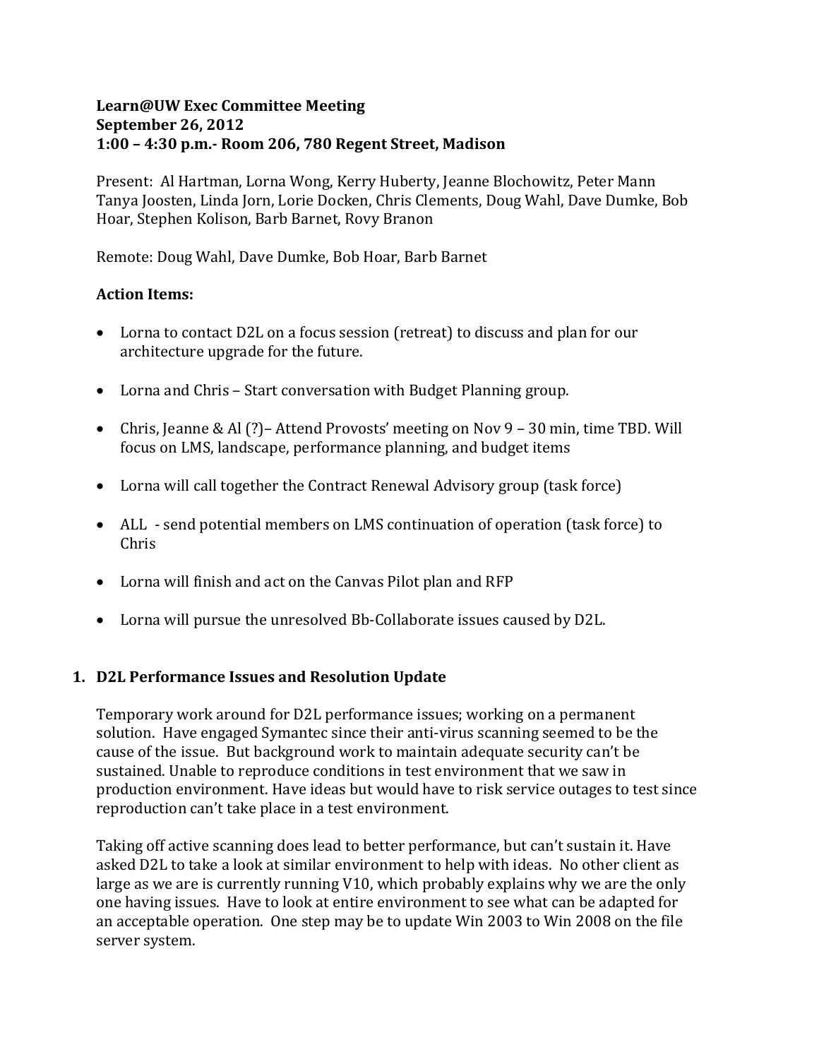**Learn@UW Exec Committee Meeting**
**September 26, 2012**
**1:00 – 4:30 p.m.- Room 206, 780 Regent Street, Madison**

Present: Al Hartman, Lorna Wong, Kerry Huberty, Jeanne Blochowitz, Peter Mann Tanya Joosten, Linda Jorn, Lorie Docken, Chris Clements, Doug Wahl, Dave Dumke, Bob Hoar, Stephen Kolison, Barb Barnet, Rovy Branon

Remote: Doug Wahl, Dave Dumke, Bob Hoar, Barb Barnet

**Action Items:**

- Lorna to contact D2L on a focus session (retreat) to discuss and plan for our architecture upgrade for the future.
- Lorna and Chris – Start conversation with Budget Planning group.
- Chris, Jeanne & Al (?)– Attend Provosts' meeting on Nov 9 – 30 min, time TBD. Will focus on LMS, landscape, performance planning, and budget items
- Lorna will call together the Contract Renewal Advisory group (task force)
- ALL - send potential members on LMS continuation of operation (task force) to Chris
- Lorna will finish and act on the Canvas Pilot plan and RFP
- Lorna will pursue the unresolved Bb-Collaborate issues caused by D2L.

## 1. D2L Performance Issues and Resolution Update

Temporary work around for D2L performance issues; working on a permanent solution. Have engaged Symantec since their anti-virus scanning seemed to be the cause of the issue. But background work to maintain adequate security can't be sustained. Unable to reproduce conditions in test environment that we saw in production environment. Have ideas but would have to risk service outages to test since reproduction can't take place in a test environment.

Taking off active scanning does lead to better performance, but can't sustain it. Have asked D2L to take a look at similar environment to help with ideas. No other client as large as we are is currently running V10, which probably explains why we are the only one having issues. Have to look at entire environment to see what can be adapted for an acceptable operation. One step may be to update Win 2003 to Win 2008 on the file server system.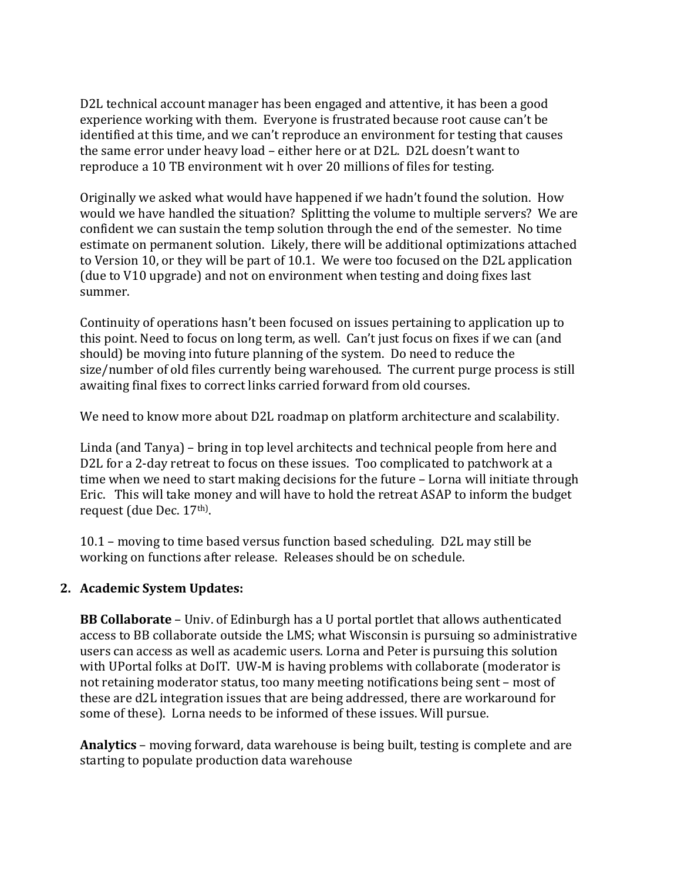D2L technical account manager has been engaged and attentive, it has been a good experience working with them. Everyone is frustrated because root cause can't be identified at this time, and we can't reproduce an environment for testing that causes the same error under heavy load – either here or at D2L. D2L doesn't want to reproduce a 10 TB environment wit h over 20 millions of files for testing.

Originally we asked what would have happened if we hadn't found the solution. How would we have handled the situation? Splitting the volume to multiple servers? We are confident we can sustain the temp solution through the end of the semester. No time estimate on permanent solution. Likely, there will be additional optimizations attached to Version 10, or they will be part of 10.1. We were too focused on the D2L application (due to V10 upgrade) and not on environment when testing and doing fixes last summer.

Continuity of operations hasn't been focused on issues pertaining to application up to this point. Need to focus on long term, as well. Can't just focus on fixes if we can (and should) be moving into future planning of the system. Do need to reduce the size/number of old files currently being warehoused. The current purge process is still awaiting final fixes to correct links carried forward from old courses.

We need to know more about D2L roadmap on platform architecture and scalability.

Linda (and Tanya) – bring in top level architects and technical people from here and D2L for a 2-day retreat to focus on these issues. Too complicated to patchwork at a time when we need to start making decisions for the future – Lorna will initiate through Eric. This will take money and will have to hold the retreat ASAP to inform the budget request (due Dec. 17th).

10.1 – moving to time based versus function based scheduling. D2L may still be working on functions after release. Releases should be on schedule.

**2. Academic System Updates:**

**BB Collaborate** – Univ. of Edinburgh has a U portal portlet that allows authenticated access to BB collaborate outside the LMS; what Wisconsin is pursuing so administrative users can access as well as academic users. Lorna and Peter is pursuing this solution with UPortal folks at DoIT. UW-M is having problems with collaborate (moderator is not retaining moderator status, too many meeting notifications being sent – most of these are d2L integration issues that are being addressed, there are workaround for some of these). Lorna needs to be informed of these issues. Will pursue.

**Analytics** – moving forward, data warehouse is being built, testing is complete and are starting to populate production data warehouse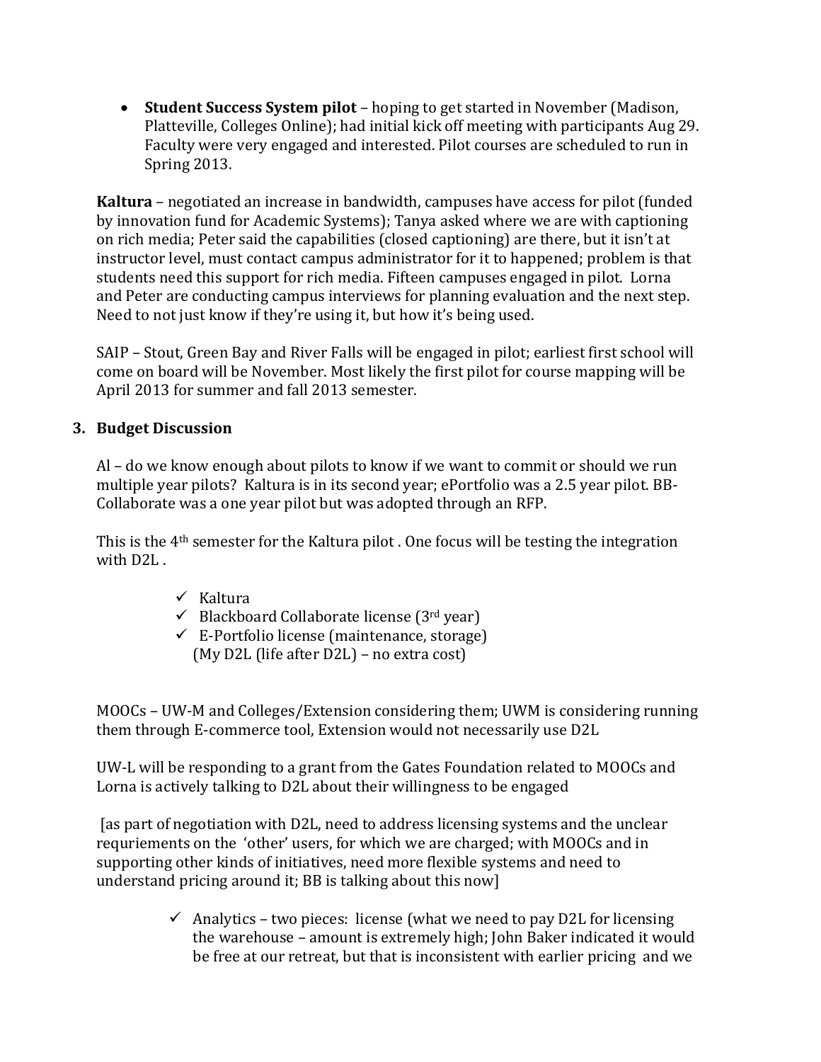- **Student Success System pilot** – hoping to get started in November (Madison, Platteville, Colleges Online); had initial kick off meeting with participants Aug 29. Faculty were very engaged and interested. Pilot courses are scheduled to run in Spring 2013.

**Kaltura** – negotiated an increase in bandwidth, campuses have access for pilot (funded by innovation fund for Academic Systems); Tanya asked where we are with captioning on rich media; Peter said the capabilities (closed captioning) are there, but it isn't at instructor level, must contact campus administrator for it to happened; problem is that students need this support for rich media. Fifteen campuses engaged in pilot. Lorna and Peter are conducting campus interviews for planning evaluation and the next step. Need to not just know if they're using it, but how it's being used.

SAIP – Stout, Green Bay and River Falls will be engaged in pilot; earliest first school will come on board will be November. Most likely the first pilot for course mapping will be April 2013 for summer and fall 2013 semester.

### 3. Budget Discussion

Al – do we know enough about pilots to know if we want to commit or should we run multiple year pilots? Kaltura is in its second year; ePortfolio was a 2.5 year pilot. BB-Collaborate was a one year pilot but was adopted through an RFP.

This is the 4th semester for the Kaltura pilot . One focus will be testing the integration with D2L .

- ✓ Kaltura
- ✓ Blackboard Collaborate license (3rd year)
- ✓ E-Portfolio license (maintenance, storage)
  (My D2L (life after D2L) – no extra cost)

MOOCs – UW-M and Colleges/Extension considering them; UWM is considering running them through E-commerce tool, Extension would not necessarily use D2L

UW-L will be responding to a grant from the Gates Foundation related to MOOCs and Lorna is actively talking to D2L about their willingness to be engaged

[as part of negotiation with D2L, need to address licensing systems and the unclear requriements on the 'other' users, for which we are charged; with MOOCs and in supporting other kinds of initiatives, need more flexible systems and need to understand pricing around it; BB is talking about this now]

- ✓ Analytics – two pieces: license (what we need to pay D2L for licensing the warehouse – amount is extremely high; John Baker indicated it would be free at our retreat, but that is inconsistent with earlier pricing and we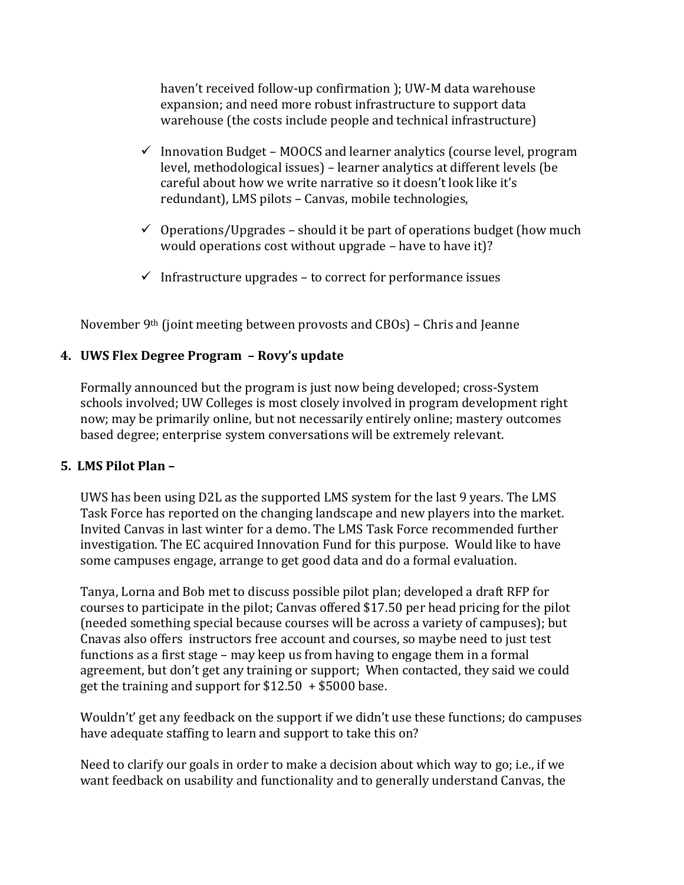haven't received follow-up confirmation ); UW-M data warehouse expansion; and need more robust infrastructure to support data warehouse (the costs include people and technical infrastructure)

- ✓ Innovation Budget – MOOCS and learner analytics (course level, program level, methodological issues) – learner analytics at different levels (be careful about how we write narrative so it doesn't look like it's redundant), LMS pilots – Canvas, mobile technologies,
- ✓ Operations/Upgrades – should it be part of operations budget (how much would operations cost without upgrade – have to have it)?
- ✓ Infrastructure upgrades – to correct for performance issues

November 9th (joint meeting between provosts and CBOs) – Chris and Jeanne

**4. UWS Flex Degree Program – Rovy's update**

Formally announced but the program is just now being developed; cross-System schools involved; UW Colleges is most closely involved in program development right now; may be primarily online, but not necessarily entirely online; mastery outcomes based degree; enterprise system conversations will be extremely relevant.

**5. LMS Pilot Plan –**

UWS has been using D2L as the supported LMS system for the last 9 years. The LMS Task Force has reported on the changing landscape and new players into the market. Invited Canvas in last winter for a demo. The LMS Task Force recommended further investigation. The EC acquired Innovation Fund for this purpose. Would like to have some campuses engage, arrange to get good data and do a formal evaluation.

Tanya, Lorna and Bob met to discuss possible pilot plan; developed a draft RFP for courses to participate in the pilot; Canvas offered $17.50 per head pricing for the pilot (needed something special because courses will be across a variety of campuses); but Cnavas also offers instructors free account and courses, so maybe need to just test functions as a first stage – may keep us from having to engage them in a formal agreement, but don't get any training or support; When contacted, they said we could get the training and support for $12.50 + $5000 base.

Wouldn't' get any feedback on the support if we didn't use these functions; do campuses have adequate staffing to learn and support to take this on?

Need to clarify our goals in order to make a decision about which way to go; i.e., if we want feedback on usability and functionality and to generally understand Canvas, the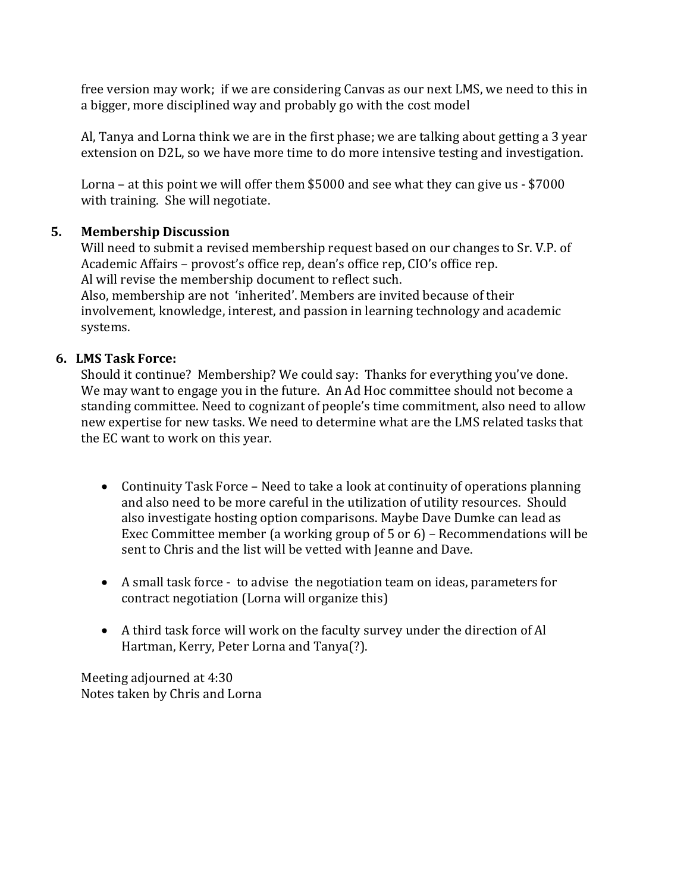free version may work; if we are considering Canvas as our next LMS, we need to this in a bigger, more disciplined way and probably go with the cost model

Al, Tanya and Lorna think we are in the first phase; we are talking about getting a 3 year extension on D2L, so we have more time to do more intensive testing and investigation.

Lorna – at this point we will offer them $5000 and see what they can give us - $7000 with training. She will negotiate.

**5. Membership Discussion**

Will need to submit a revised membership request based on our changes to Sr. V.P. of Academic Affairs – provost's office rep, dean's office rep, CIO's office rep.
Al will revise the membership document to reflect such.
Also, membership are not 'inherited'. Members are invited because of their involvement, knowledge, interest, and passion in learning technology and academic systems.

**6. LMS Task Force:**

Should it continue? Membership? We could say: Thanks for everything you've done. We may want to engage you in the future. An Ad Hoc committee should not become a standing committee. Need to cognizant of people's time commitment, also need to allow new expertise for new tasks. We need to determine what are the LMS related tasks that the EC want to work on this year.

- Continuity Task Force – Need to take a look at continuity of operations planning and also need to be more careful in the utilization of utility resources. Should also investigate hosting option comparisons. Maybe Dave Dumke can lead as Exec Committee member (a working group of 5 or 6) – Recommendations will be sent to Chris and the list will be vetted with Jeanne and Dave.

- A small task force - to advise the negotiation team on ideas, parameters for contract negotiation (Lorna will organize this)

- A third task force will work on the faculty survey under the direction of Al Hartman, Kerry, Peter Lorna and Tanya(?).

Meeting adjourned at 4:30
Notes taken by Chris and Lorna